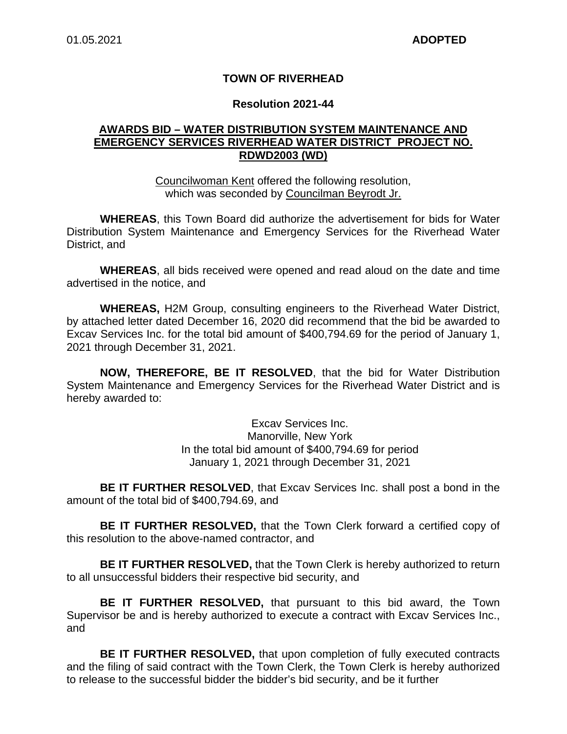01.05.2021 **ADOPTED**

# TOWN OF RIVERHEAD

## Resolution 2021-44

### AWARDS BID – WATER DISTRIBUTION SYSTEM MAINTENANCE AND EMERGENCY SERVICES RIVERHEAD WATER DISTRICT PROJECT NO. RDWD2003 (WD)

Councilwoman Kent offered the following resolution, which was seconded by Councilman Beyrodt Jr.

**WHEREAS**, this Town Board did authorize the advertisement for bids for Water Distribution System Maintenance and Emergency Services for the Riverhead Water District, and

**WHEREAS**, all bids received were opened and read aloud on the date and time advertised in the notice, and

**WHEREAS,** H2M Group, consulting engineers to the Riverhead Water District, by attached letter dated December 16, 2020 did recommend that the bid be awarded to Excav Services Inc. for the total bid amount of $400,794.69 for the period of January 1, 2021 through December 31, 2021.

**NOW, THEREFORE, BE IT RESOLVED**, that the bid for Water Distribution System Maintenance and Emergency Services for the Riverhead Water District and is hereby awarded to:

Excav Services Inc.
Manorville, New York
In the total bid amount of $400,794.69 for period
January 1, 2021 through December 31, 2021

**BE IT FURTHER RESOLVED**, that Excav Services Inc. shall post a bond in the amount of the total bid of $400,794.69, and

**BE IT FURTHER RESOLVED,** that the Town Clerk forward a certified copy of this resolution to the above-named contractor, and

**BE IT FURTHER RESOLVED,** that the Town Clerk is hereby authorized to return to all unsuccessful bidders their respective bid security, and

**BE IT FURTHER RESOLVED,** that pursuant to this bid award, the Town Supervisor be and is hereby authorized to execute a contract with Excav Services Inc., and

**BE IT FURTHER RESOLVED,** that upon completion of fully executed contracts and the filing of said contract with the Town Clerk, the Town Clerk is hereby authorized to release to the successful bidder the bidder's bid security, and be it further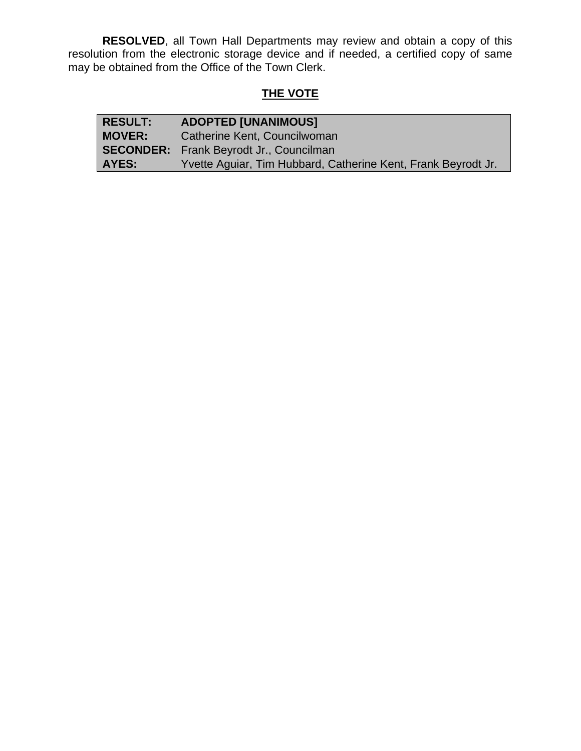**RESOLVED**, all Town Hall Departments may review and obtain a copy of this resolution from the electronic storage device and if needed, a certified copy of same may be obtained from the Office of the Town Clerk.

## THE VOTE

| | |
|---|---|
| **RESULT:** | **ADOPTED [UNANIMOUS]** |
| **MOVER:** | Catherine Kent, Councilwoman |
| **SECONDER:** | Frank Beyrodt Jr., Councilman |
| **AYES:** | Yvette Aguiar, Tim Hubbard, Catherine Kent, Frank Beyrodt Jr. |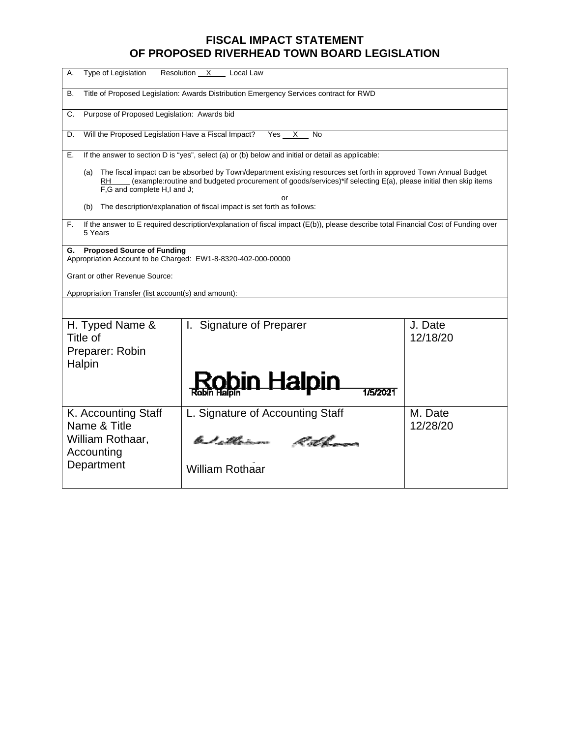# FISCAL IMPACT STATEMENT OF PROPOSED RIVERHEAD TOWN BOARD LEGISLATION

A. Type of Legislation Resolution __X__ Local Law

B. Title of Proposed Legislation: Awards Distribution Emergency Services contract for RWD

C. Purpose of Proposed Legislation: Awards bid

D. Will the Proposed Legislation Have a Fiscal Impact? Yes __X__ No

E. If the answer to section D is "yes", select (a) or (b) below and initial or detail as applicable:

(a) The fiscal impact can be absorbed by Town/department existing resources set forth in approved Town Annual Budget RH____ (example:routine and budgeted procurement of goods/services)*if selecting E(a), please initial then skip items F,G and complete H,I and J;

or

(b) The description/explanation of fiscal impact is set forth as follows:

F. If the answer to E required description/explanation of fiscal impact (E(b)), please describe total Financial Cost of Funding over 5 Years

**G. Proposed Source of Funding**

Appropriation Account to be Charged: EW1-8-8320-402-000-00000

Grant or other Revenue Source:

Appropriation Transfer (list account(s) and amount):

| | | |
|---|---|---|
| H. Typed Name & Title of Preparer: Robin Halpin | I. Signature of Preparer<br>Robin Halpin<br>Robin Halpin 1/5/2021 | J. Date<br>12/18/20 |
| K. Accounting Staff Name & Title<br>William Rothaar, Accounting Department | L. Signature of Accounting Staff<br>William Rothaar<br>William Rothaar | M. Date<br>12/28/20 |